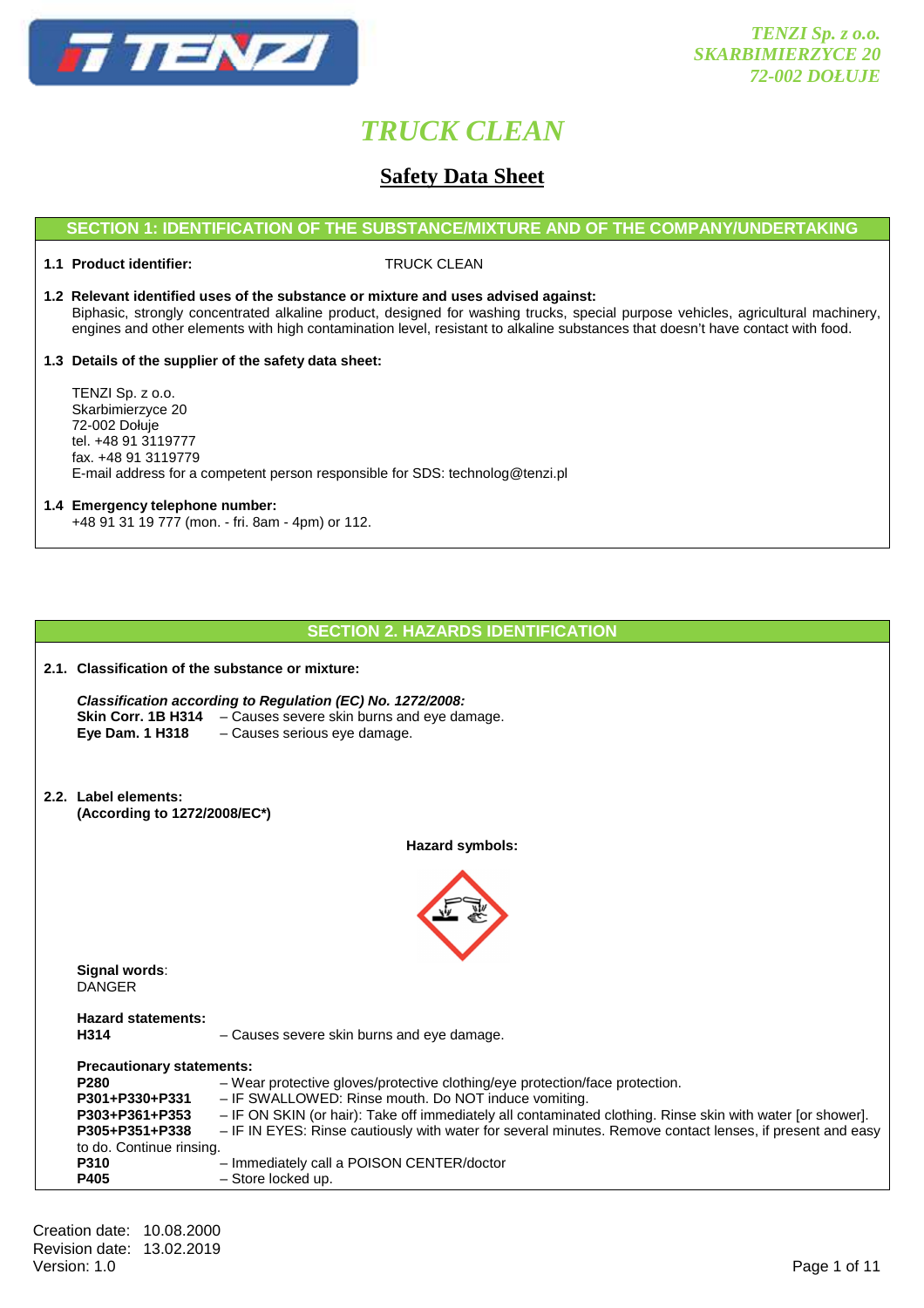TENZI Sp. z o.o.
SKARBIMIERZYCE 20
72-002 DOŁUJE

# TRUCK CLEAN

## Safety Data Sheet

### SECTION 1: IDENTIFICATION OF THE SUBSTANCE/MIXTURE AND OF THE COMPANY/UNDERTAKING

**1.1 Product identifier:** TRUCK CLEAN

**1.2 Relevant identified uses of the substance or mixture and uses advised against:**
Biphasic, strongly concentrated alkaline product, designed for washing trucks, special purpose vehicles, agricultural machinery, engines and other elements with high contamination level, resistant to alkaline substances that doesn't have contact with food.

**1.3 Details of the supplier of the safety data sheet:**

TENZI Sp. z o.o.
Skarbimierzyce 20
72-002 Dołuje
tel. +48 91 3119777
fax. +48 91 3119779
E-mail address for a competent person responsible for SDS: technolog@tenzi.pl

**1.4 Emergency telephone number:**
+48 91 31 19 777 (mon. - fri. 8am - 4pm) or 112.

### SECTION 2. HAZARDS IDENTIFICATION

**2.1. Classification of the substance or mixture:**

***Classification according to Regulation (EC) No. 1272/2008:***
**Skin Corr. 1B H314** – Causes severe skin burns and eye damage.
**Eye Dam. 1 H318** – Causes serious eye damage.

**2.2. Label elements:**
**(According to 1272/2008/EC\*)**

**Hazard symbols:**

**Signal words**:
DANGER

**Hazard statements:**
**H314** – Causes severe skin burns and eye damage.

**Precautionary statements:**
**P280** – Wear protective gloves/protective clothing/eye protection/face protection.
**P301+P330+P331** – IF SWALLOWED: Rinse mouth. Do NOT induce vomiting.
**P303+P361+P353** – IF ON SKIN (or hair): Take off immediately all contaminated clothing. Rinse skin with water [or shower].
**P305+P351+P338** – IF IN EYES: Rinse cautiously with water for several minutes. Remove contact lenses, if present and easy to do. Continue rinsing.
**P310** – Immediately call a POISON CENTER/doctor
**P405** – Store locked up.

Creation date: 10.08.2000
Revision date: 13.02.2019
Version: 1.0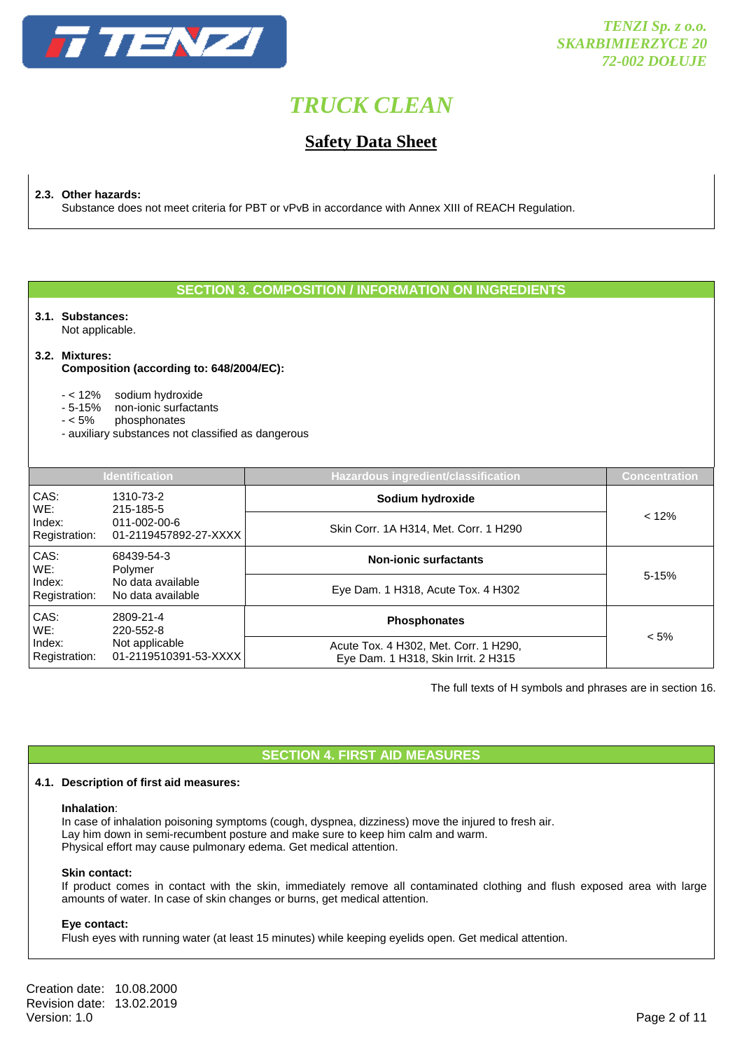**2.3. Other hazards:**
Substance does not meet criteria for PBT or vPvB in accordance with Annex XIII of REACH Regulation.

## SECTION 3. COMPOSITION / INFORMATION ON INGREDIENTS

**3.1. Substances:**
Not applicable.

**3.2. Mixtures:**
**Composition (according to: 648/2004/EC):**

- < 12% sodium hydroxide
- 5-15% non-ionic surfactants
- < 5% phosphonates
- auxiliary substances not classified as dangerous

| Identification | | Hazardous ingredient/classification | Concentration |
|---|---|---|---|
| CAS:<br>WE:<br>Index:<br>Registration: | 1310-73-2<br>215-185-5<br>011-002-00-6<br>01-2119457892-27-XXXX | **Sodium hydroxide**<br>Skin Corr. 1A H314, Met. Corr. 1 H290 | < 12% |
| CAS:<br>WE:<br>Index:<br>Registration: | 68439-54-3<br>Polymer<br>No data available<br>No data available | **Non-ionic surfactants**<br>Eye Dam. 1 H318, Acute Tox. 4 H302 | 5-15% |
| CAS:<br>WE:<br>Index:<br>Registration: | 2809-21-4<br>220-552-8<br>Not applicable<br>01-2119510391-53-XXXX | **Phosphonates**<br>Acute Tox. 4 H302, Met. Corr. 1 H290, Eye Dam. 1 H318, Skin Irrit. 2 H315 | < 5% |

The full texts of H symbols and phrases are in section 16.

## SECTION 4. FIRST AID MEASURES

**4.1. Description of first aid measures:**

**Inhalation**:
In case of inhalation poisoning symptoms (cough, dyspnea, dizziness) move the injured to fresh air.
Lay him down in semi-recumbent posture and make sure to keep him calm and warm.
Physical effort may cause pulmonary edema. Get medical attention.

**Skin contact:**
If product comes in contact with the skin, immediately remove all contaminated clothing and flush exposed area with large amounts of water. In case of skin changes or burns, get medical attention.

**Eye contact:**
Flush eyes with running water (at least 15 minutes) while keeping eyelids open. Get medical attention.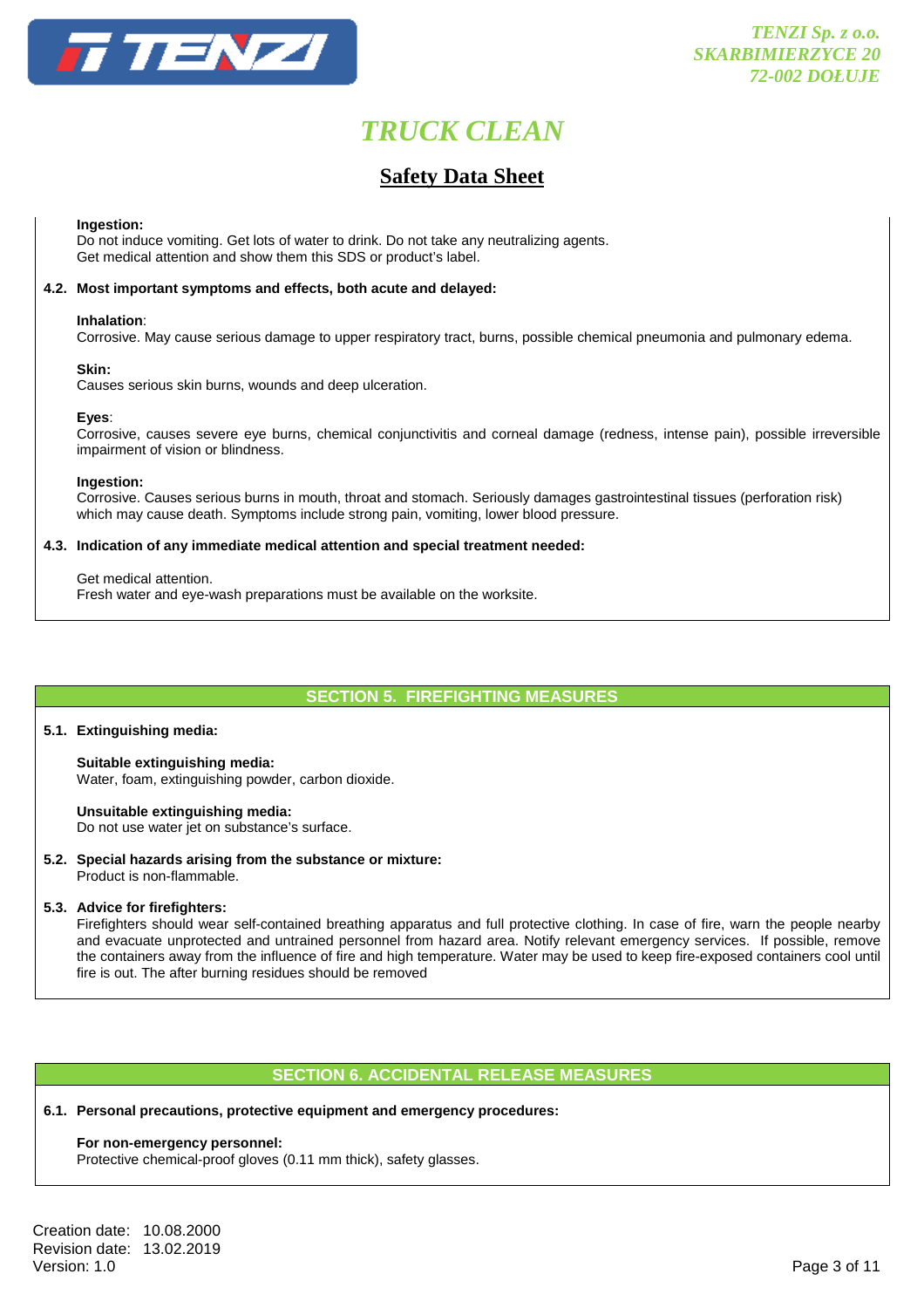**Ingestion:**
Do not induce vomiting. Get lots of water to drink. Do not take any neutralizing agents.
Get medical attention and show them this SDS or product's label.

**4.2. Most important symptoms and effects, both acute and delayed:**

**Inhalation**:
Corrosive. May cause serious damage to upper respiratory tract, burns, possible chemical pneumonia and pulmonary edema.

**Skin:**
Causes serious skin burns, wounds and deep ulceration.

**Eyes**:
Corrosive, causes severe eye burns, chemical conjunctivitis and corneal damage (redness, intense pain), possible irreversible impairment of vision or blindness.

**Ingestion:**
Corrosive. Causes serious burns in mouth, throat and stomach. Seriously damages gastrointestinal tissues (perforation risk) which may cause death. Symptoms include strong pain, vomiting, lower blood pressure.

**4.3. Indication of any immediate medical attention and special treatment needed:**

Get medical attention.
Fresh water and eye-wash preparations must be available on the worksite.

## SECTION 5. FIREFIGHTING MEASURES

**5.1. Extinguishing media:**

**Suitable extinguishing media:**
Water, foam, extinguishing powder, carbon dioxide.

**Unsuitable extinguishing media:**
Do not use water jet on substance's surface.

**5.2. Special hazards arising from the substance or mixture:**
Product is non-flammable.

**5.3. Advice for firefighters:**
Firefighters should wear self-contained breathing apparatus and full protective clothing. In case of fire, warn the people nearby and evacuate unprotected and untrained personnel from hazard area. Notify relevant emergency services. If possible, remove the containers away from the influence of fire and high temperature. Water may be used to keep fire-exposed containers cool until fire is out. The after burning residues should be removed

## SECTION 6. ACCIDENTAL RELEASE MEASURES

**6.1. Personal precautions, protective equipment and emergency procedures:**

**For non-emergency personnel:**
Protective chemical-proof gloves (0.11 mm thick), safety glasses.

Creation date: 10.08.2000
Revision date: 13.02.2019
Version: 1.0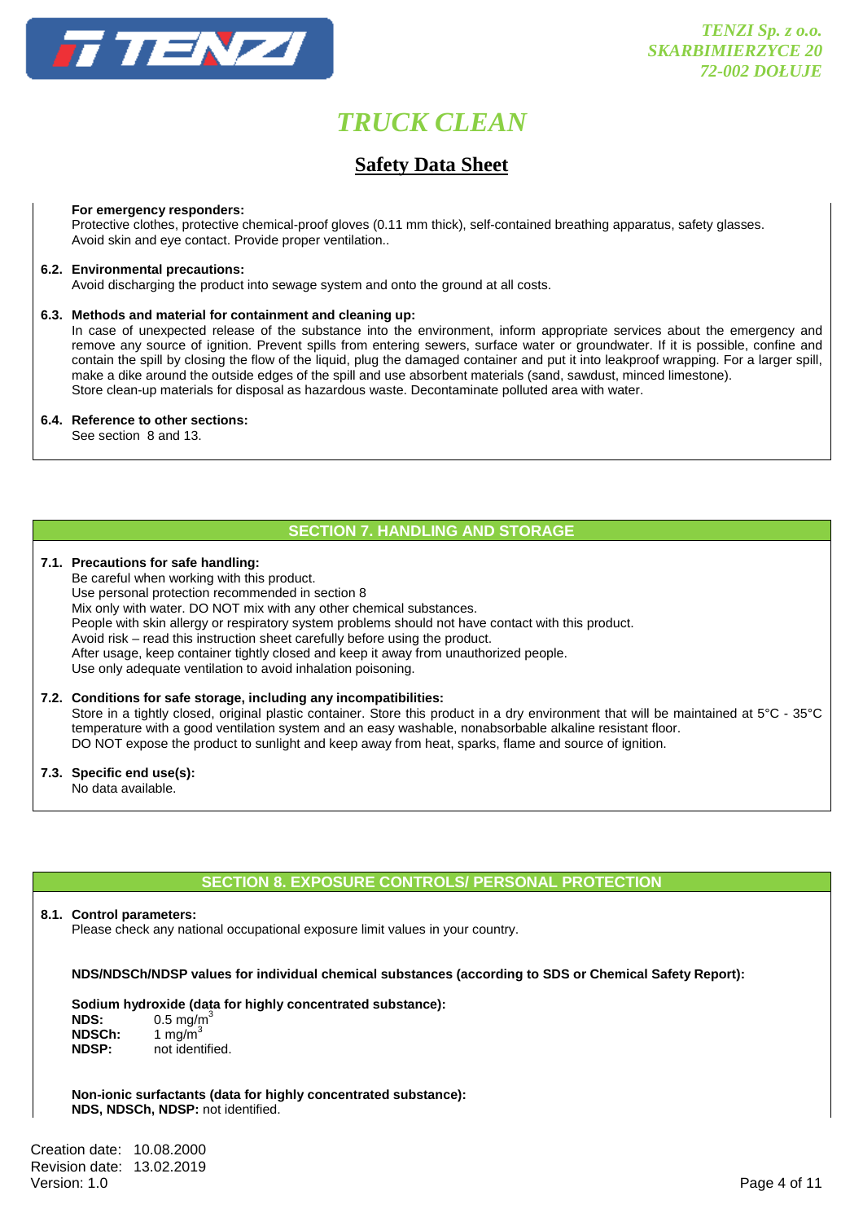**For emergency responders:**
Protective clothes, protective chemical-proof gloves (0.11 mm thick), self-contained breathing apparatus, safety glasses. Avoid skin and eye contact. Provide proper ventilation..

**6.2. Environmental precautions:**
Avoid discharging the product into sewage system and onto the ground at all costs.

**6.3. Methods and material for containment and cleaning up:**
In case of unexpected release of the substance into the environment, inform appropriate services about the emergency and remove any source of ignition. Prevent spills from entering sewers, surface water or groundwater. If it is possible, confine and contain the spill by closing the flow of the liquid, plug the damaged container and put it into leakproof wrapping. For a larger spill, make a dike around the outside edges of the spill and use absorbent materials (sand, sawdust, minced limestone).
Store clean-up materials for disposal as hazardous waste. Decontaminate polluted area with water.

**6.4. Reference to other sections:**
See section 8 and 13.

## SECTION 7. HANDLING AND STORAGE

**7.1. Precautions for safe handling:**
Be careful when working with this product.
Use personal protection recommended in section 8
Mix only with water. DO NOT mix with any other chemical substances.
People with skin allergy or respiratory system problems should not have contact with this product.
Avoid risk – read this instruction sheet carefully before using the product.
After usage, keep container tightly closed and keep it away from unauthorized people.
Use only adequate ventilation to avoid inhalation poisoning.

**7.2. Conditions for safe storage, including any incompatibilities:**
Store in a tightly closed, original plastic container. Store this product in a dry environment that will be maintained at 5°C - 35°C temperature with a good ventilation system and an easy washable, nonabsorbable alkaline resistant floor.
DO NOT expose the product to sunlight and keep away from heat, sparks, flame and source of ignition.

**7.3. Specific end use(s):**
No data available.

## SECTION 8. EXPOSURE CONTROLS/ PERSONAL PROTECTION

**8.1. Control parameters:**
Please check any national occupational exposure limit values in your country.

**NDS/NDSCh/NDSP values for individual chemical substances (according to SDS or Chemical Safety Report):**

**Sodium hydroxide (data for highly concentrated substance):**
**NDS:** 0.5 $mg/m^3$
**NDSCh:** 1 $mg/m^3$
**NDSP:** not identified.

**Non-ionic surfactants (data for highly concentrated substance):**
**NDS, NDSCh, NDSP:** not identified.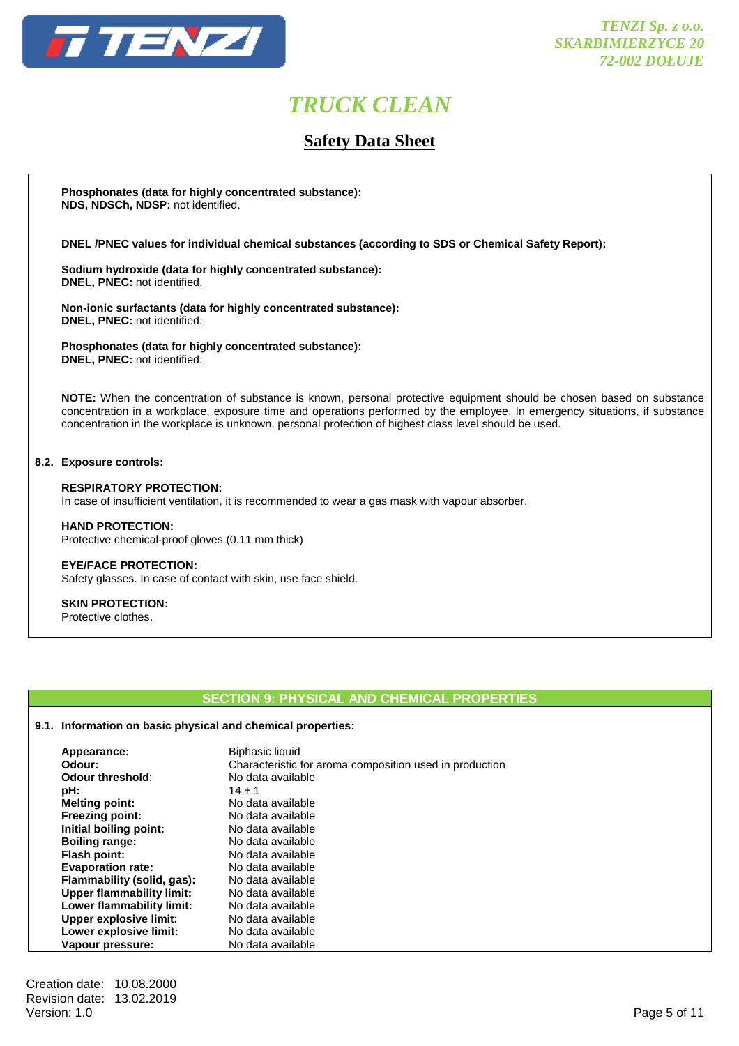**Phosphonates (data for highly concentrated substance):**
**NDS, NDSCh, NDSP:** not identified.

**DNEL /PNEC values for individual chemical substances (according to SDS or Chemical Safety Report):**

**Sodium hydroxide (data for highly concentrated substance):**
**DNEL, PNEC:** not identified.

**Non-ionic surfactants (data for highly concentrated substance):**
**DNEL, PNEC:** not identified.

**Phosphonates (data for highly concentrated substance):**
**DNEL, PNEC:** not identified.

**NOTE:** When the concentration of substance is known, personal protective equipment should be chosen based on substance concentration in a workplace, exposure time and operations performed by the employee. In emergency situations, if substance concentration in the workplace is unknown, personal protection of highest class level should be used.

**8.2. Exposure controls:**

**RESPIRATORY PROTECTION:**
In case of insufficient ventilation, it is recommended to wear a gas mask with vapour absorber.

**HAND PROTECTION:**
Protective chemical-proof gloves (0.11 mm thick)

**EYE/FACE PROTECTION:**
Safety glasses. In case of contact with skin, use face shield.

**SKIN PROTECTION:**
Protective clothes.

## SECTION 9: PHYSICAL AND CHEMICAL PROPERTIES

**9.1. Information on basic physical and chemical properties:**

| | |
|---|---|
| **Appearance:** | Biphasic liquid |
| **Odour:** | Characteristic for aroma composition used in production |
| **Odour threshold**: | No data available |
| **pH:** | 14 ± 1 |
| **Melting point:** | No data available |
| **Freezing point:** | No data available |
| **Initial boiling point:** | No data available |
| **Boiling range:** | No data available |
| **Flash point:** | No data available |
| **Evaporation rate:** | No data available |
| **Flammability (solid, gas):** | No data available |
| **Upper flammability limit:** | No data available |
| **Lower flammability limit:** | No data available |
| **Upper explosive limit:** | No data available |
| **Lower explosive limit:** | No data available |
| **Vapour pressure:** | No data available |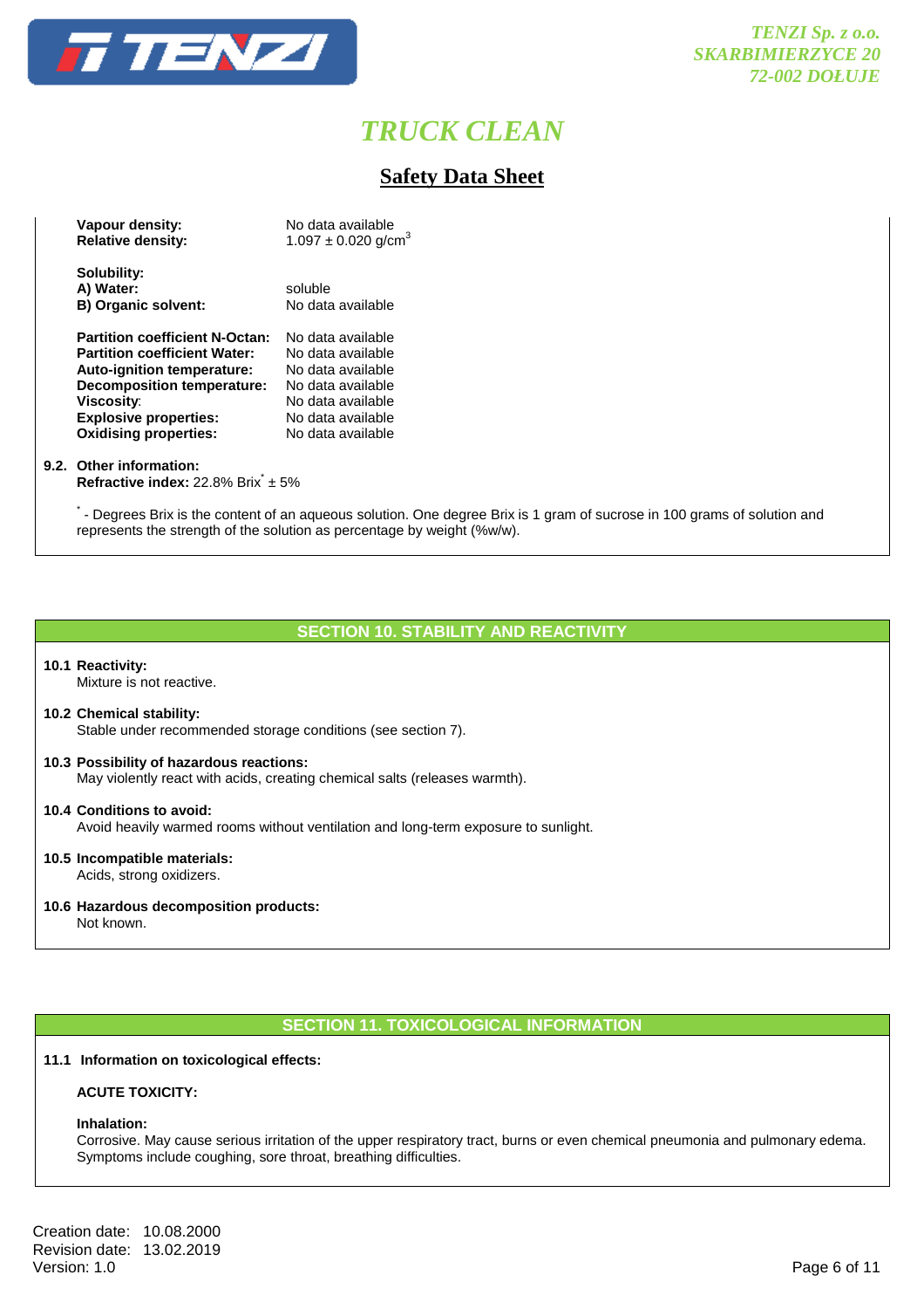| | |
|---|---|
| **Vapour density:** | No data available |
| **Relative density:** | 1.097 ± 0.020 g/cm$^3$ |

**Solubility:**

| | |
|---|---|
| **A) Water:** | soluble |
| **B) Organic solvent:** | No data available |

| | |
|---|---|
| **Partition coefficient N-Octan:** | No data available |
| **Partition coefficient Water:** | No data available |
| **Auto-ignition temperature:** | No data available |
| **Decomposition temperature:** | No data available |
| **Viscosity**: | No data available |
| **Explosive properties:** | No data available |
| **Oxidising properties:** | No data available |

**9.2. Other information:**

**Refractive index:** 22.8% Brix* ± 5%

* - Degrees Brix is the content of an aqueous solution. One degree Brix is 1 gram of sucrose in 100 grams of solution and represents the strength of the solution as percentage by weight (%w/w).

## SECTION 10. STABILITY AND REACTIVITY

**10.1 Reactivity:**
Mixture is not reactive.

**10.2 Chemical stability:**
Stable under recommended storage conditions (see section 7).

**10.3 Possibility of hazardous reactions:**
May violently react with acids, creating chemical salts (releases warmth).

**10.4 Conditions to avoid:**
Avoid heavily warmed rooms without ventilation and long-term exposure to sunlight.

**10.5 Incompatible materials:**
Acids, strong oxidizers.

**10.6 Hazardous decomposition products:**
Not known.

## SECTION 11. TOXICOLOGICAL INFORMATION

**11.1 Information on toxicological effects:**

**ACUTE TOXICITY:**

**Inhalation:**
Corrosive. May cause serious irritation of the upper respiratory tract, burns or even chemical pneumonia and pulmonary edema. Symptoms include coughing, sore throat, breathing difficulties.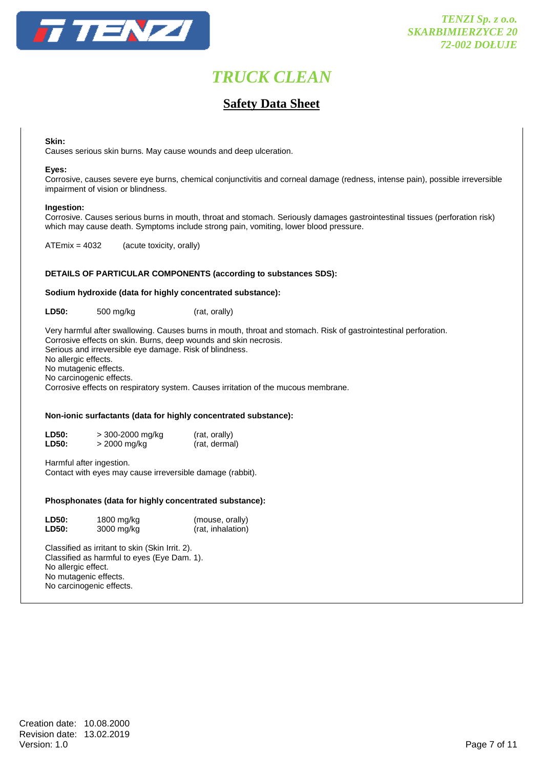**Skin:**
Causes serious skin burns. May cause wounds and deep ulceration.

**Eyes:**
Corrosive, causes severe eye burns, chemical conjunctivitis and corneal damage (redness, intense pain), possible irreversible impairment of vision or blindness.

**Ingestion:**
Corrosive. Causes serious burns in mouth, throat and stomach. Seriously damages gastrointestinal tissues (perforation risk) which may cause death. Symptoms include strong pain, vomiting, lower blood pressure.

ATEmix = 4032 (acute toxicity, orally)

**DETAILS OF PARTICULAR COMPONENTS (according to substances SDS):**

**Sodium hydroxide (data for highly concentrated substance):**

| | | |
|---|---|---|
| **LD50:** | 500 mg/kg | (rat, orally) |

Very harmful after swallowing. Causes burns in mouth, throat and stomach. Risk of gastrointestinal perforation.
Corrosive effects on skin. Burns, deep wounds and skin necrosis.
Serious and irreversible eye damage. Risk of blindness.
No allergic effects.
No mutagenic effects.
No carcinogenic effects.
Corrosive effects on respiratory system. Causes irritation of the mucous membrane.

**Non-ionic surfactants (data for highly concentrated substance):**

| | | |
|---|---|---|
| **LD50:** | > 300-2000 mg/kg | (rat, orally) |
| **LD50:** | > 2000 mg/kg | (rat, dermal) |

Harmful after ingestion.
Contact with eyes may cause irreversible damage (rabbit).

**Phosphonates (data for highly concentrated substance):**

| | | |
|---|---|---|
| **LD50:** | 1800 mg/kg | (mouse, orally) |
| **LD50:** | 3000 mg/kg | (rat, inhalation) |

Classified as irritant to skin (Skin Irrit. 2).
Classified as harmful to eyes (Eye Dam. 1).
No allergic effect.
No mutagenic effects.
No carcinogenic effects.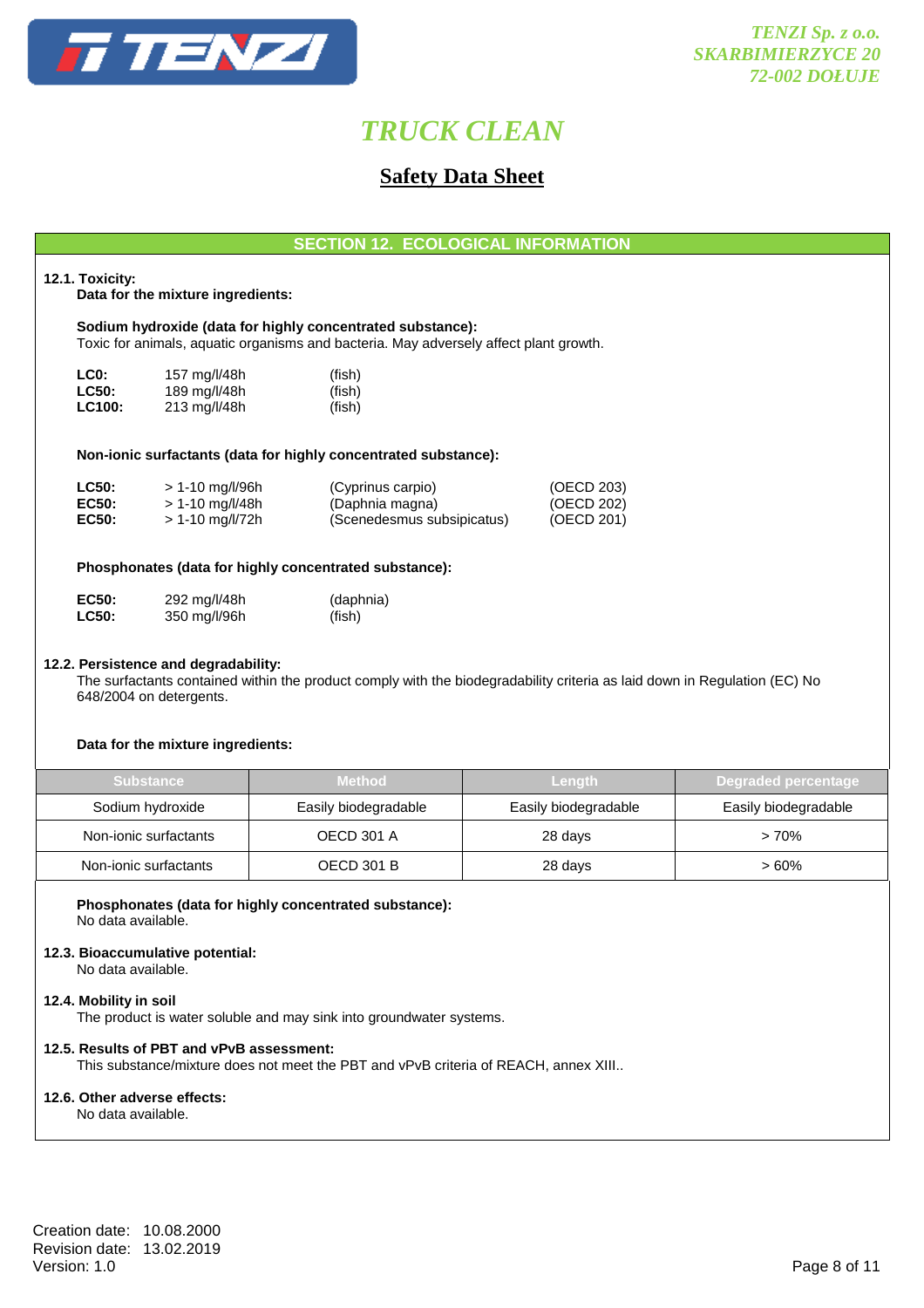# TRUCK CLEAN

## Safety Data Sheet

## SECTION 12. ECOLOGICAL INFORMATION

**12.1. Toxicity:**

**Data for the mixture ingredients:**

**Sodium hydroxide (data for highly concentrated substance):**
Toxic for animals, aquatic organisms and bacteria. May adversely affect plant growth.

| | | |
|---|---|---|
| **LC0:** | 157 mg/l/48h | (fish) |
| **LC50:** | 189 mg/l/48h | (fish) |
| **LC100:** | 213 mg/l/48h | (fish) |

**Non-ionic surfactants (data for highly concentrated substance):**

| | | | |
|---|---|---|---|
| **LC50:** | > 1-10 mg/l/96h | (Cyprinus carpio) | (OECD 203) |
| **EC50:** | > 1-10 mg/l/48h | (Daphnia magna) | (OECD 202) |
| **EC50:** | > 1-10 mg/l/72h | (Scenedesmus subsipicatus) | (OECD 201) |

**Phosphonates (data for highly concentrated substance):**

| | | |
|---|---|---|
| **EC50:** | 292 mg/l/48h | (daphnia) |
| **LC50:** | 350 mg/l/96h | (fish) |

**12.2. Persistence and degradability:**

The surfactants contained within the product comply with the biodegradability criteria as laid down in Regulation (EC) No 648/2004 on detergents.

**Data for the mixture ingredients:**

| Substance | Method | Length | Degraded percentage |
|---|---|---|---|
| Sodium hydroxide | Easily biodegradable | Easily biodegradable | Easily biodegradable |
| Non-ionic surfactants | OECD 301 A | 28 days | > 70% |
| Non-ionic surfactants | OECD 301 B | 28 days | > 60% |

**Phosphonates (data for highly concentrated substance):**
No data available.

**12.3. Bioaccumulative potential:**
No data available.

**12.4. Mobility in soil**
The product is water soluble and may sink into groundwater systems.

**12.5. Results of PBT and vPvB assessment:**
This substance/mixture does not meet the PBT and vPvB criteria of REACH, annex XIII..

**12.6. Other adverse effects:**
No data available.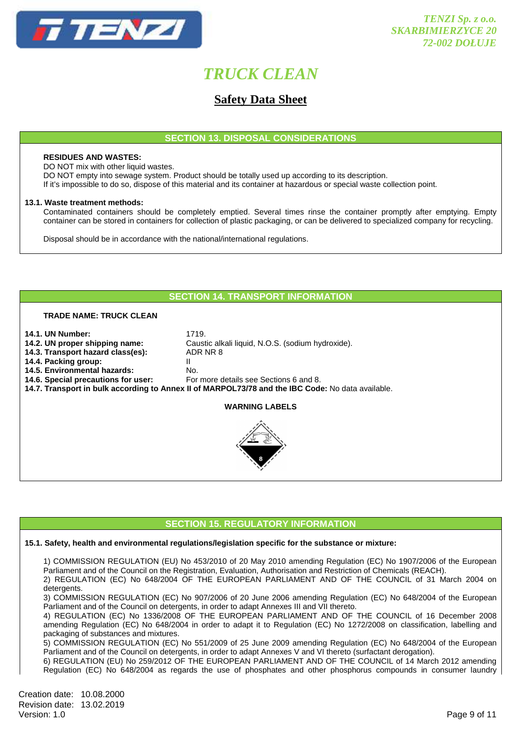## SECTION 13. DISPOSAL CONSIDERATIONS

**RESIDUES AND WASTES:**

DO NOT mix with other liquid wastes.
DO NOT empty into sewage system. Product should be totally used up according to its description.
If it's impossible to do so, dispose of this material and its container at hazardous or special waste collection point.

**13.1. Waste treatment methods:**

Contaminated containers should be completely emptied. Several times rinse the container promptly after emptying. Empty container can be stored in containers for collection of plastic packaging, or can be delivered to specialized company for recycling.

Disposal should be in accordance with the national/international regulations.

## SECTION 14. TRANSPORT INFORMATION

**TRADE NAME: TRUCK CLEAN**

**14.1. UN Number:** 1719.
**14.2. UN proper shipping name:** Caustic alkali liquid, N.O.S. (sodium hydroxide).
**14.3. Transport hazard class(es):** ADR NR 8
**14.4. Packing group:** II
**14.5. Environmental hazards:** No.
**14.6. Special precautions for user:** For more details see Sections 6 and 8.
**14.7. Transport in bulk according to Annex II of MARPOL73/78 and the IBC Code:** No data available.

**WARNING LABELS**

## SECTION 15. REGULATORY INFORMATION

**15.1. Safety, health and environmental regulations/legislation specific for the substance or mixture:**

1) COMMISSION REGULATION (EU) No 453/2010 of 20 May 2010 amending Regulation (EC) No 1907/2006 of the European Parliament and of the Council on the Registration, Evaluation, Authorisation and Restriction of Chemicals (REACH).
2) REGULATION (EC) No 648/2004 OF THE EUROPEAN PARLIAMENT AND OF THE COUNCIL of 31 March 2004 on detergents.
3) COMMISSION REGULATION (EC) No 907/2006 of 20 June 2006 amending Regulation (EC) No 648/2004 of the European Parliament and of the Council on detergents, in order to adapt Annexes III and VII thereto.
4) REGULATION (EC) No 1336/2008 OF THE EUROPEAN PARLIAMENT AND OF THE COUNCIL of 16 December 2008 amending Regulation (EC) No 648/2004 in order to adapt it to Regulation (EC) No 1272/2008 on classification, labelling and packaging of substances and mixtures.
5) COMMISSION REGULATION (EC) No 551/2009 of 25 June 2009 amending Regulation (EC) No 648/2004 of the European Parliament and of the Council on detergents, in order to adapt Annexes V and VI thereto (surfactant derogation).
6) REGULATION (EU) No 259/2012 OF THE EUROPEAN PARLIAMENT AND OF THE COUNCIL of 14 March 2012 amending Regulation (EC) No 648/2004 as regards the use of phosphates and other phosphorus compounds in consumer laundry

Creation date: 10.08.2000
Revision date: 13.02.2019
Version: 1.0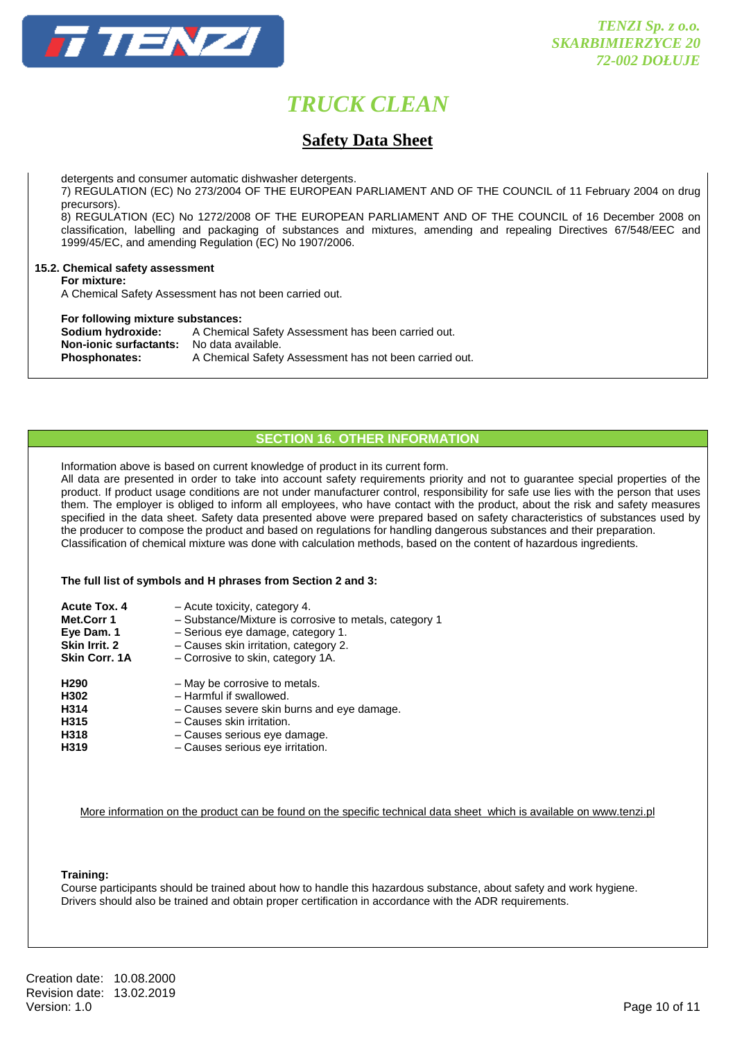detergents and consumer automatic dishwasher detergents.

7) REGULATION (EC) No 273/2004 OF THE EUROPEAN PARLIAMENT AND OF THE COUNCIL of 11 February 2004 on drug precursors).

8) REGULATION (EC) No 1272/2008 OF THE EUROPEAN PARLIAMENT AND OF THE COUNCIL of 16 December 2008 on classification, labelling and packaging of substances and mixtures, amending and repealing Directives 67/548/EEC and 1999/45/EC, and amending Regulation (EC) No 1907/2006.

**15.2. Chemical safety assessment**

**For mixture:**

A Chemical Safety Assessment has not been carried out.

**For following mixture substances:**

**Sodium hydroxide:** A Chemical Safety Assessment has been carried out.
**Non-ionic surfactants:** No data available.
**Phosphonates:** A Chemical Safety Assessment has not been carried out.

## SECTION 16. OTHER INFORMATION

Information above is based on current knowledge of product in its current form.
All data are presented in order to take into account safety requirements priority and not to guarantee special properties of the product. If product usage conditions are not under manufacturer control, responsibility for safe use lies with the person that uses them. The employer is obliged to inform all employees, who have contact with the product, about the risk and safety measures specified in the data sheet. Safety data presented above were prepared based on safety characteristics of substances used by the producer to compose the product and based on regulations for handling dangerous substances and their preparation.
Classification of chemical mixture was done with calculation methods, based on the content of hazardous ingredients.

**The full list of symbols and H phrases from Section 2 and 3:**

**Acute Tox. 4** – Acute toxicity, category 4.
**Met.Corr 1** – Substance/Mixture is corrosive to metals, category 1
**Eye Dam. 1** – Serious eye damage, category 1.
**Skin Irrit. 2** – Causes skin irritation, category 2.
**Skin Corr. 1A** – Corrosive to skin, category 1A.

**H290** – May be corrosive to metals.
**H302** – Harmful if swallowed.
**H314** – Causes severe skin burns and eye damage.
**H315** – Causes skin irritation.
**H318** – Causes serious eye damage.
**H319** – Causes serious eye irritation.

More information on the product can be found on the specific technical data sheet which is available on www.tenzi.pl

**Training:**

Course participants should be trained about how to handle this hazardous substance, about safety and work hygiene.
Drivers should also be trained and obtain proper certification in accordance with the ADR requirements.

Creation date: 10.08.2000
Revision date: 13.02.2019
Version: 1.0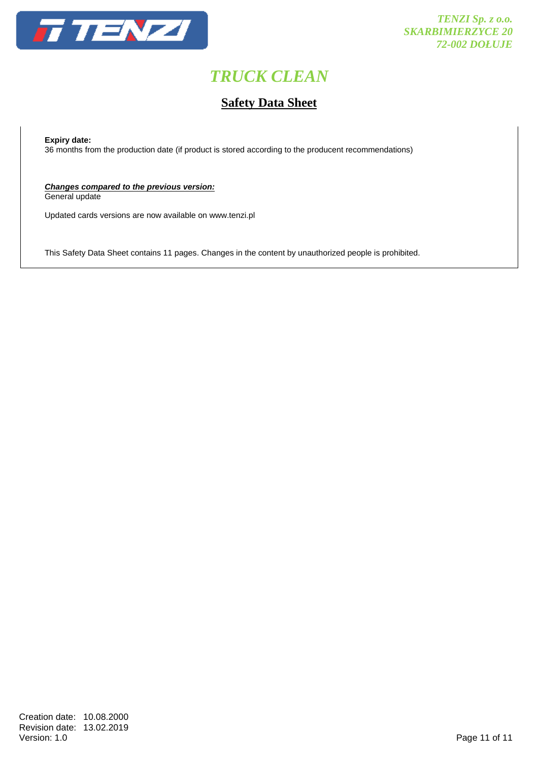**Expiry date:**
36 months from the production date (if product is stored according to the producent recommendations)

***Changes compared to the previous version:***
General update

Updated cards versions are now available on www.tenzi.pl

This Safety Data Sheet contains 11 pages. Changes in the content by unauthorized people is prohibited.